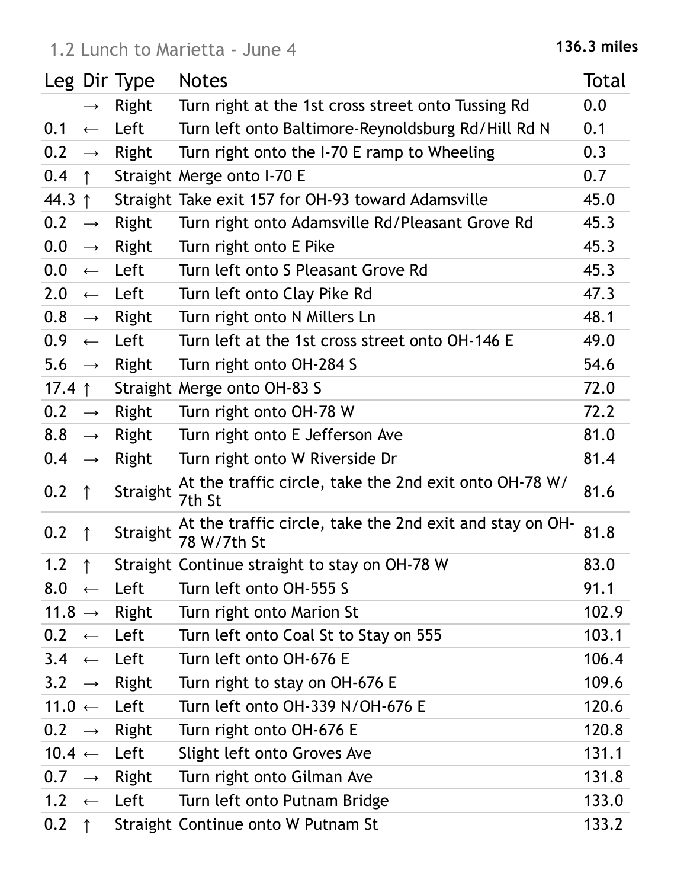## 1.2 Lunch to Marietta - June 4

**136.3 miles**

| Leg | Dir | Type | Notes | Total |
|---|---|---|---|---|
| | → | Right | Turn right at the 1st cross street onto Tussing Rd | 0.0 |
| 0.1 | ← | Left | Turn left onto Baltimore-Reynoldsburg Rd/Hill Rd N | 0.1 |
| 0.2 | → | Right | Turn right onto the I-70 E ramp to Wheeling | 0.3 |
| 0.4 | ↑ | Straight | Merge onto I-70 E | 0.7 |
| 44.3 | ↑ | Straight | Take exit 157 for OH-93 toward Adamsville | 45.0 |
| 0.2 | → | Right | Turn right onto Adamsville Rd/Pleasant Grove Rd | 45.3 |
| 0.0 | → | Right | Turn right onto E Pike | 45.3 |
| 0.0 | ← | Left | Turn left onto S Pleasant Grove Rd | 45.3 |
| 2.0 | ← | Left | Turn left onto Clay Pike Rd | 47.3 |
| 0.8 | → | Right | Turn right onto N Millers Ln | 48.1 |
| 0.9 | ← | Left | Turn left at the 1st cross street onto OH-146 E | 49.0 |
| 5.6 | → | Right | Turn right onto OH-284 S | 54.6 |
| 17.4 | ↑ | Straight | Merge onto OH-83 S | 72.0 |
| 0.2 | → | Right | Turn right onto OH-78 W | 72.2 |
| 8.8 | → | Right | Turn right onto E Jefferson Ave | 81.0 |
| 0.4 | → | Right | Turn right onto W Riverside Dr | 81.4 |
| 0.2 | ↑ | Straight | At the traffic circle, take the 2nd exit onto OH-78 W/ 7th St | 81.6 |
| 0.2 | ↑ | Straight | At the traffic circle, take the 2nd exit and stay on OH-78 W/7th St | 81.8 |
| 1.2 | ↑ | Straight | Continue straight to stay on OH-78 W | 83.0 |
| 8.0 | ← | Left | Turn left onto OH-555 S | 91.1 |
| 11.8 | → | Right | Turn right onto Marion St | 102.9 |
| 0.2 | ← | Left | Turn left onto Coal St to Stay on 555 | 103.1 |
| 3.4 | ← | Left | Turn left onto OH-676 E | 106.4 |
| 3.2 | → | Right | Turn right to stay on OH-676 E | 109.6 |
| 11.0 | ← | Left | Turn left onto OH-339 N/OH-676 E | 120.6 |
| 0.2 | → | Right | Turn right onto OH-676 E | 120.8 |
| 10.4 | ← | Left | Slight left onto Groves Ave | 131.1 |
| 0.7 | → | Right | Turn right onto Gilman Ave | 131.8 |
| 1.2 | ← | Left | Turn left onto Putnam Bridge | 133.0 |
| 0.2 | ↑ | Straight | Continue onto W Putnam St | 133.2 |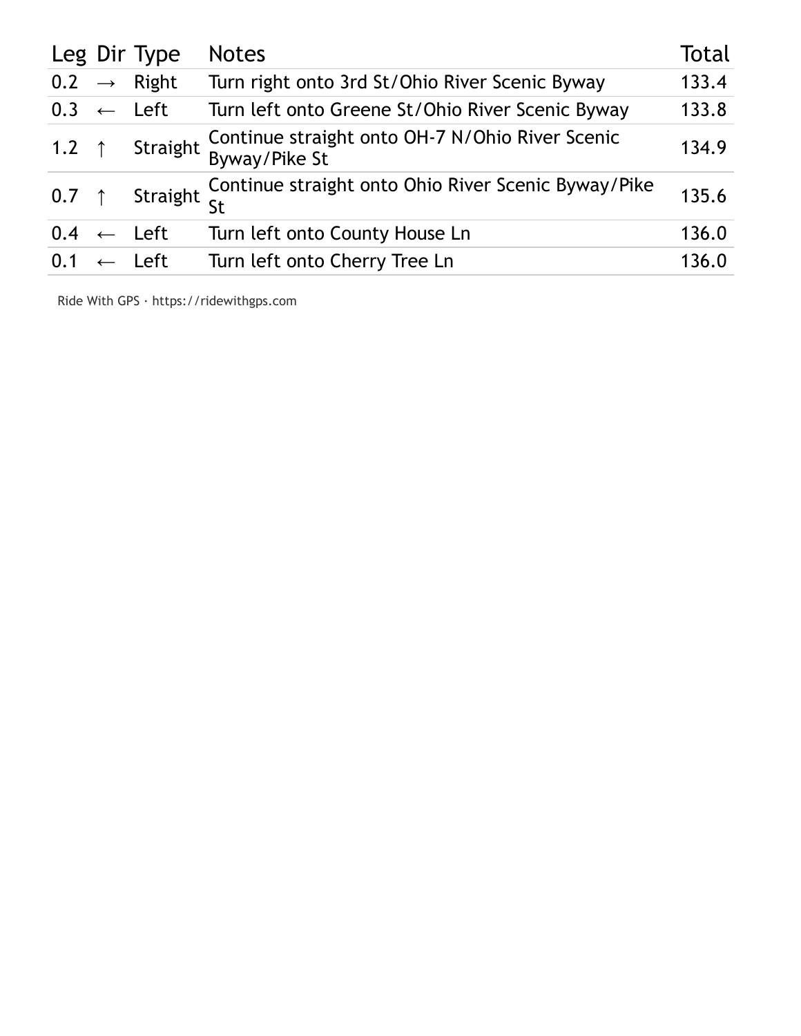| Leg | Dir | Type | Notes | Total |
|---|---|---|---|---|
| 0.2 | → | Right | Turn right onto 3rd St/Ohio River Scenic Byway | 133.4 |
| 0.3 | ← | Left | Turn left onto Greene St/Ohio River Scenic Byway | 133.8 |
| 1.2 | ↑ | Straight | Continue straight onto OH-7 N/Ohio River Scenic Byway/Pike St | 134.9 |
| 0.7 | ↑ | Straight | Continue straight onto Ohio River Scenic Byway/Pike St | 135.6 |
| 0.4 | ← | Left | Turn left onto County House Ln | 136.0 |
| 0.1 | ← | Left | Turn left onto Cherry Tree Ln | 136.0 |

Ride With GPS · https://ridewithgps.com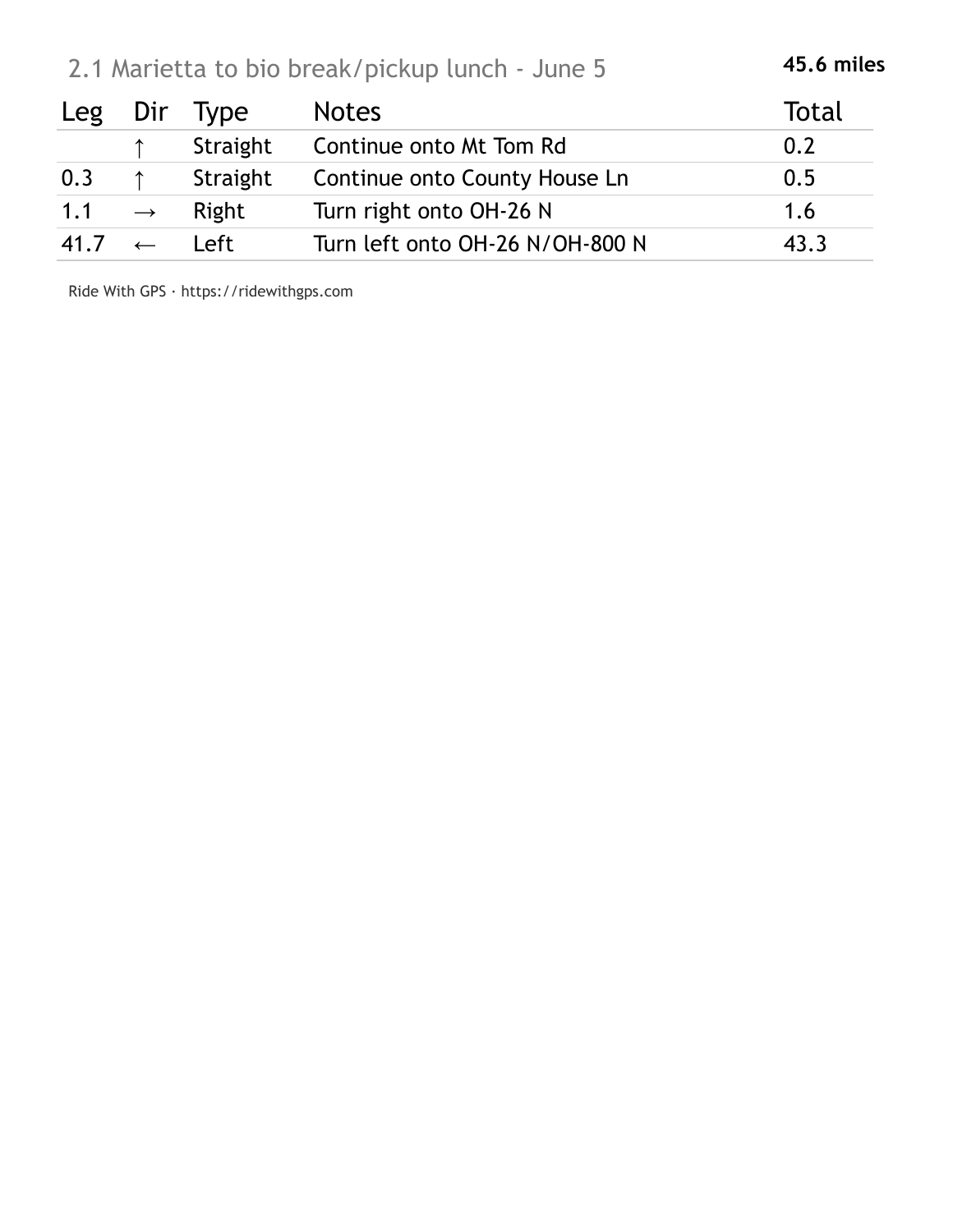## 2.1 Marietta to bio break/pickup lunch - June 5

**45.6 miles**

| Leg | Dir | Type | Notes | Total |
|---|---|---|---|---|
| | ↑ | Straight | Continue onto Mt Tom Rd | 0.2 |
| 0.3 | ↑ | Straight | Continue onto County House Ln | 0.5 |
| 1.1 | → | Right | Turn right onto OH-26 N | 1.6 |
| 41.7 | ← | Left | Turn left onto OH-26 N/OH-800 N | 43.3 |

Ride With GPS · https://ridewithgps.com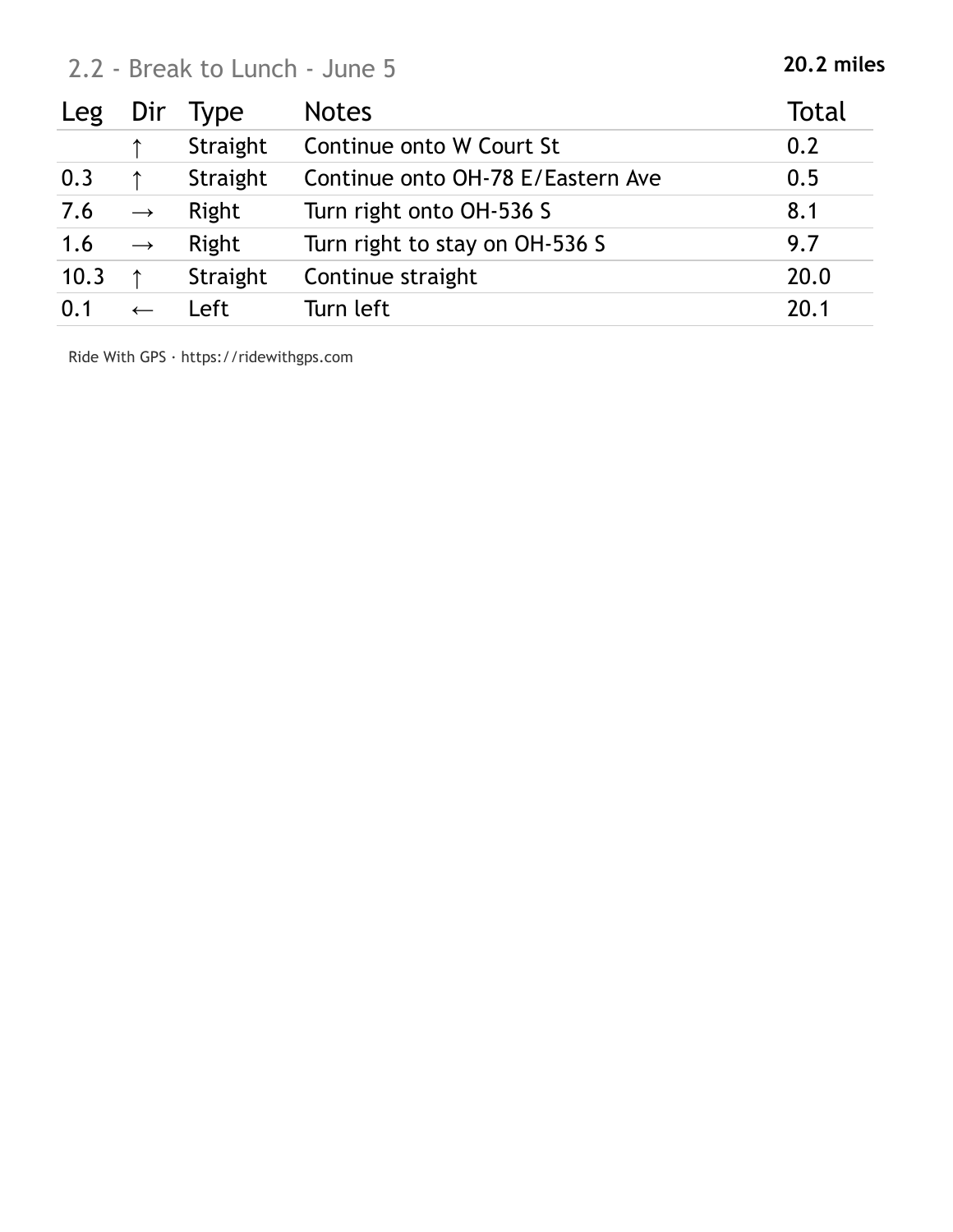## 2.2 - Break to Lunch - June 5

**20.2 miles**

| Leg | Dir | Type | Notes | Total |
|---|---|---|---|---|
| | ↑ | Straight | Continue onto W Court St | 0.2 |
| 0.3 | ↑ | Straight | Continue onto OH-78 E/Eastern Ave | 0.5 |
| 7.6 | → | Right | Turn right onto OH-536 S | 8.1 |
| 1.6 | → | Right | Turn right to stay on OH-536 S | 9.7 |
| 10.3 | ↑ | Straight | Continue straight | 20.0 |
| 0.1 | ← | Left | Turn left | 20.1 |

Ride With GPS · https://ridewithgps.com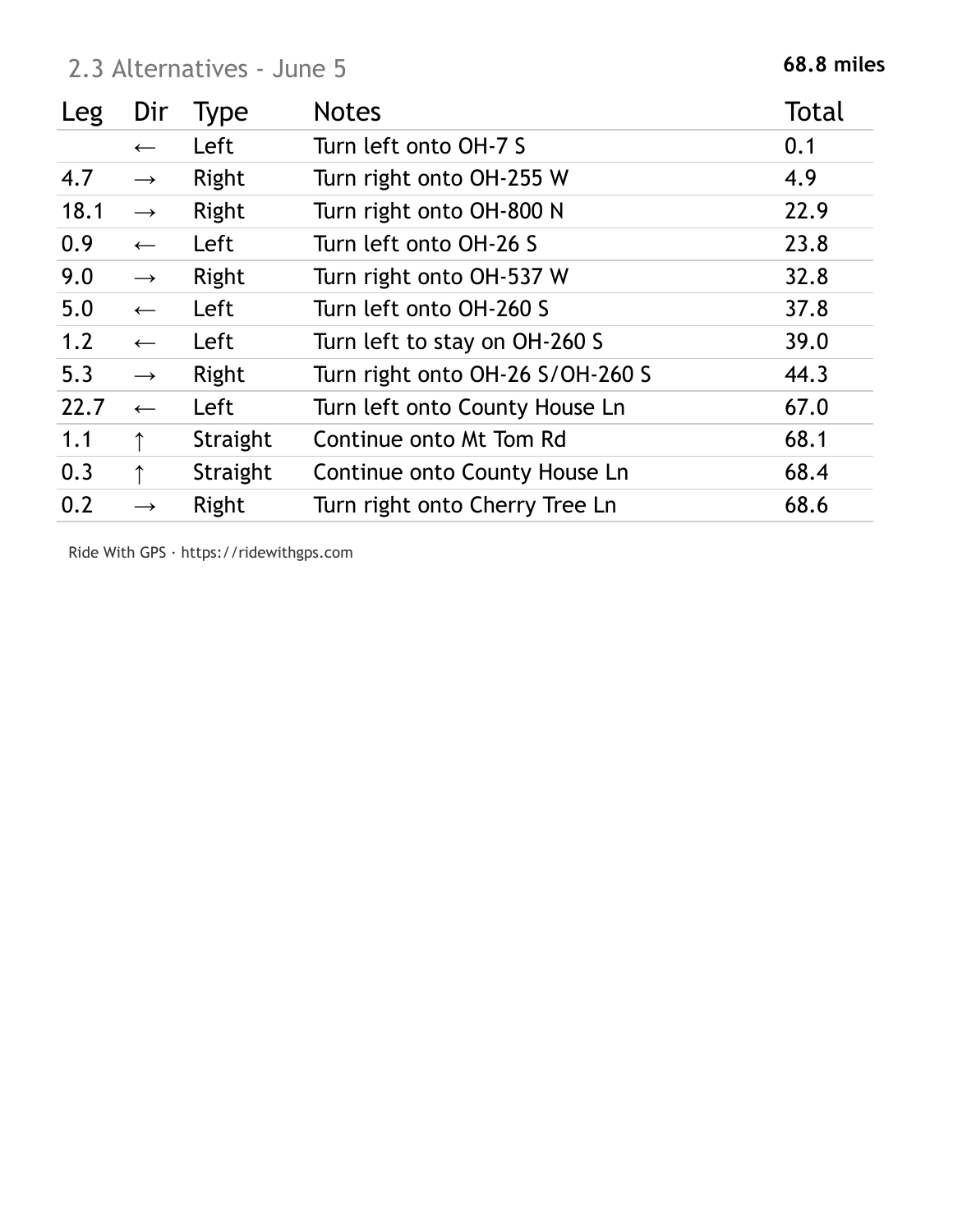## 2.3 Alternatives - June 5

**68.8 miles**

| Leg | Dir | Type | Notes | Total |
|---|---|---|---|---|
| | ← | Left | Turn left onto OH-7 S | 0.1 |
| 4.7 | → | Right | Turn right onto OH-255 W | 4.9 |
| 18.1 | → | Right | Turn right onto OH-800 N | 22.9 |
| 0.9 | ← | Left | Turn left onto OH-26 S | 23.8 |
| 9.0 | → | Right | Turn right onto OH-537 W | 32.8 |
| 5.0 | ← | Left | Turn left onto OH-260 S | 37.8 |
| 1.2 | ← | Left | Turn left to stay on OH-260 S | 39.0 |
| 5.3 | → | Right | Turn right onto OH-26 S/OH-260 S | 44.3 |
| 22.7 | ← | Left | Turn left onto County House Ln | 67.0 |
| 1.1 | ↑ | Straight | Continue onto Mt Tom Rd | 68.1 |
| 0.3 | ↑ | Straight | Continue onto County House Ln | 68.4 |
| 0.2 | → | Right | Turn right onto Cherry Tree Ln | 68.6 |

Ride With GPS · https://ridewithgps.com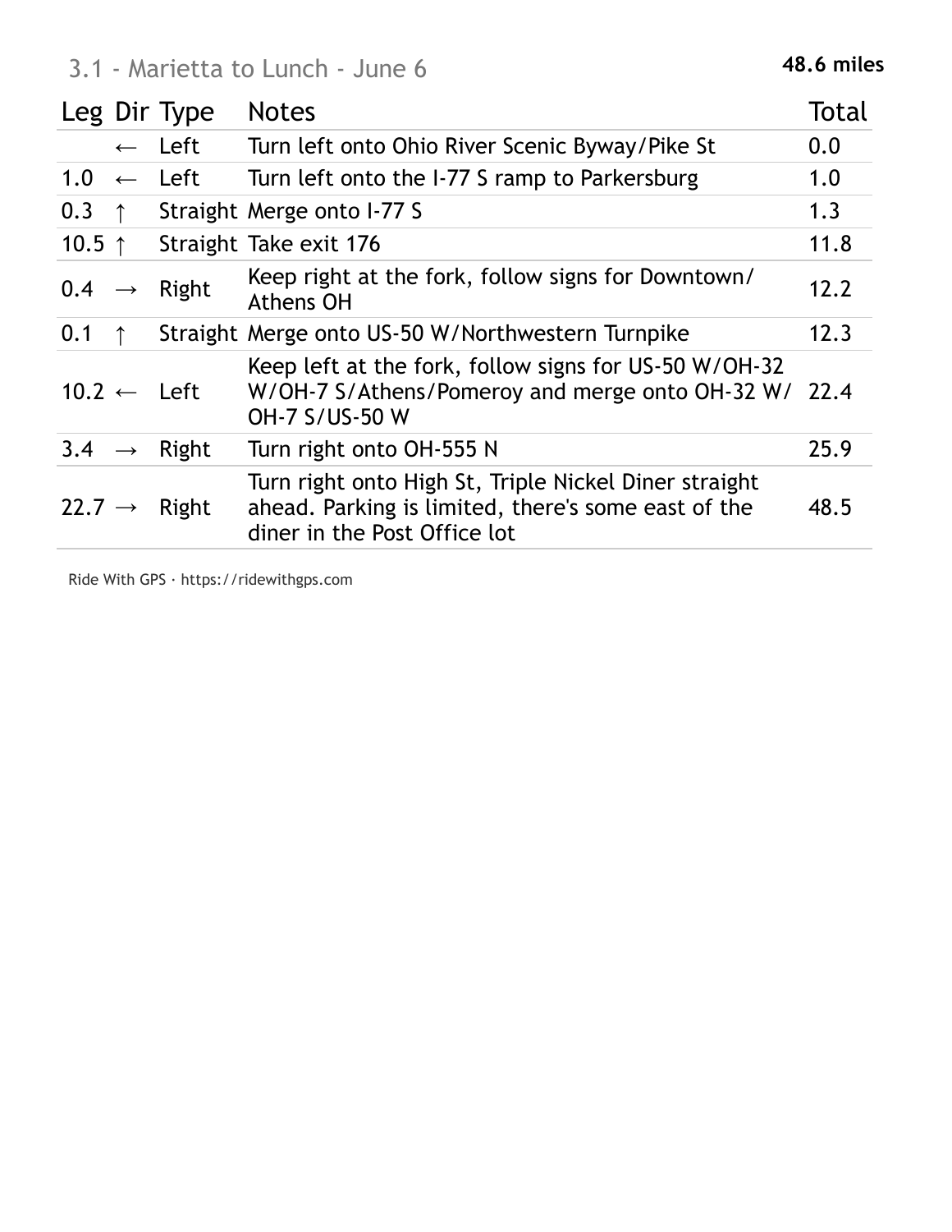## 3.1 - Marietta to Lunch - June 6

**48.6 miles**

| Leg | Dir | Type | Notes | Total |
|---|---|---|---|---|
| | ← | Left | Turn left onto Ohio River Scenic Byway/Pike St | 0.0 |
| 1.0 | ← | Left | Turn left onto the I-77 S ramp to Parkersburg | 1.0 |
| 0.3 | ↑ | Straight | Merge onto I-77 S | 1.3 |
| 10.5 | ↑ | Straight | Take exit 176 | 11.8 |
| 0.4 | → | Right | Keep right at the fork, follow signs for Downtown/ Athens OH | 12.2 |
| 0.1 | ↑ | Straight | Merge onto US-50 W/Northwestern Turnpike | 12.3 |
| 10.2 | ← | Left | Keep left at the fork, follow signs for US-50 W/OH-32 W/OH-7 S/Athens/Pomeroy and merge onto OH-32 W/ OH-7 S/US-50 W | 22.4 |
| 3.4 | → | Right | Turn right onto OH-555 N | 25.9 |
| 22.7 | → | Right | Turn right onto High St, Triple Nickel Diner straight ahead. Parking is limited, there's some east of the diner in the Post Office lot | 48.5 |

Ride With GPS · https://ridewithgps.com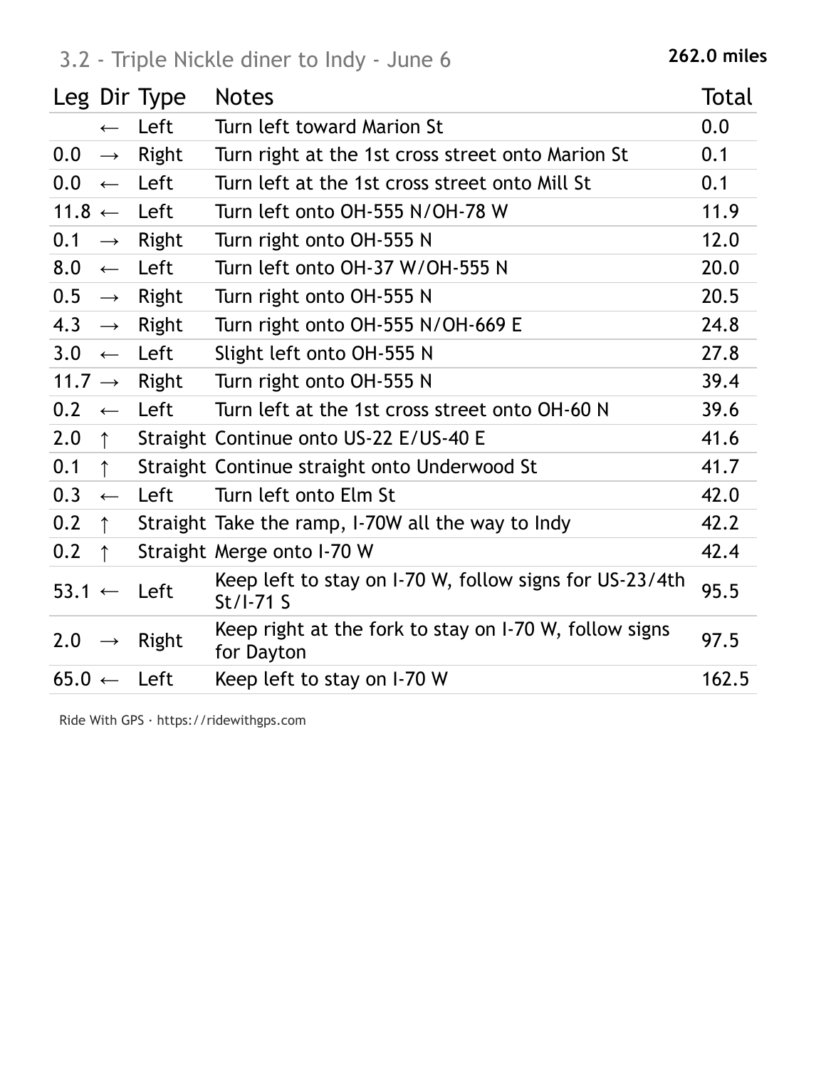## 3.2 - Triple Nickle diner to Indy - June 6

**262.0 miles**

| Leg | Dir | Type | Notes | Total |
|---|---|---|---|---|
| | ← | Left | Turn left toward Marion St | 0.0 |
| 0.0 | → | Right | Turn right at the 1st cross street onto Marion St | 0.1 |
| 0.0 | ← | Left | Turn left at the 1st cross street onto Mill St | 0.1 |
| 11.8 | ← | Left | Turn left onto OH-555 N/OH-78 W | 11.9 |
| 0.1 | → | Right | Turn right onto OH-555 N | 12.0 |
| 8.0 | ← | Left | Turn left onto OH-37 W/OH-555 N | 20.0 |
| 0.5 | → | Right | Turn right onto OH-555 N | 20.5 |
| 4.3 | → | Right | Turn right onto OH-555 N/OH-669 E | 24.8 |
| 3.0 | ← | Left | Slight left onto OH-555 N | 27.8 |
| 11.7 | → | Right | Turn right onto OH-555 N | 39.4 |
| 0.2 | ← | Left | Turn left at the 1st cross street onto OH-60 N | 39.6 |
| 2.0 | ↑ | Straight | Continue onto US-22 E/US-40 E | 41.6 |
| 0.1 | ↑ | Straight | Continue straight onto Underwood St | 41.7 |
| 0.3 | ← | Left | Turn left onto Elm St | 42.0 |
| 0.2 | ↑ | Straight | Take the ramp, I-70W all the way to Indy | 42.2 |
| 0.2 | ↑ | Straight | Merge onto I-70 W | 42.4 |
| 53.1 | ← | Left | Keep left to stay on I-70 W, follow signs for US-23/4th St/I-71 S | 95.5 |
| 2.0 | → | Right | Keep right at the fork to stay on I-70 W, follow signs for Dayton | 97.5 |
| 65.0 | ← | Left | Keep left to stay on I-70 W | 162.5 |

Ride With GPS · https://ridewithgps.com